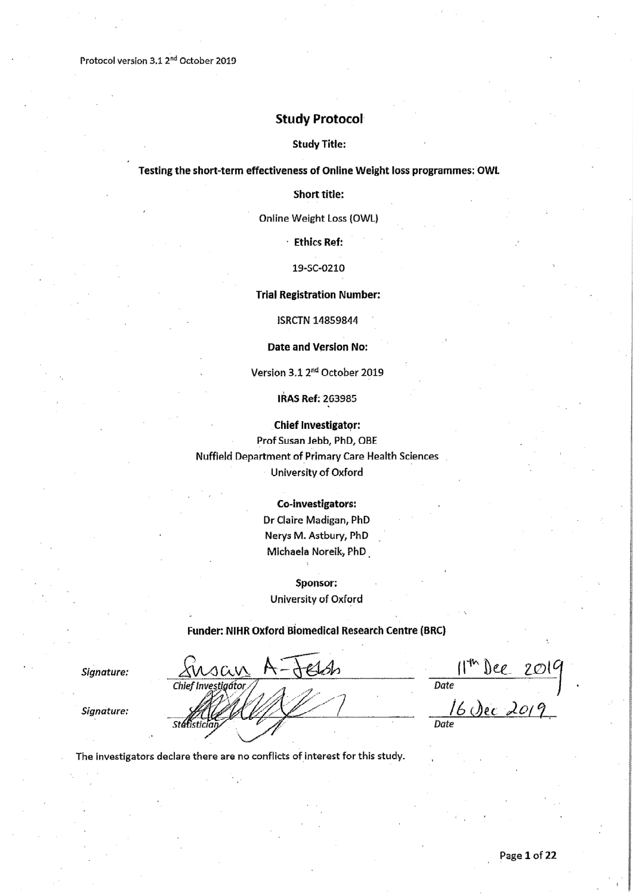Protocol version 3.1 2nd October 2019

# Study Protocol

**Study Title:**

**Testing the short-term effectiveness of Online Weight loss programmes: OWL**

**Short title:**

Online Weight Loss (OWL)

**Ethics Ref:**

19-SC-0210

**Trial Registration Number:**

ISRCTN 14859844

**Date and Version No:**

Version 3.1 2nd October 2019

**IRAS Ref:** 263985

**Chief Investigator:**

Prof Susan Jebb, PhD, OBE
Nuffield Department of Primary Care Health Sciences
University of Oxford

**Co-investigators:**

Dr Claire Madigan, PhD
Nerys M. Astbury, PhD
Michaela Noreik, PhD

**Sponsor:**

University of Oxford

**Funder: NIHR Oxford Biomedical Research Centre (BRC)**

| | | |
|---|---|---|
| *Signature:* | Susan A-Jebb<br>*Chief Investigator* | 11th Dec 2019<br>*Date* |
| *Signature:* | [signature]<br>*Statistician* | 16 Dec 2019<br>*Date* |

The investigators declare there are no conflicts of interest for this study.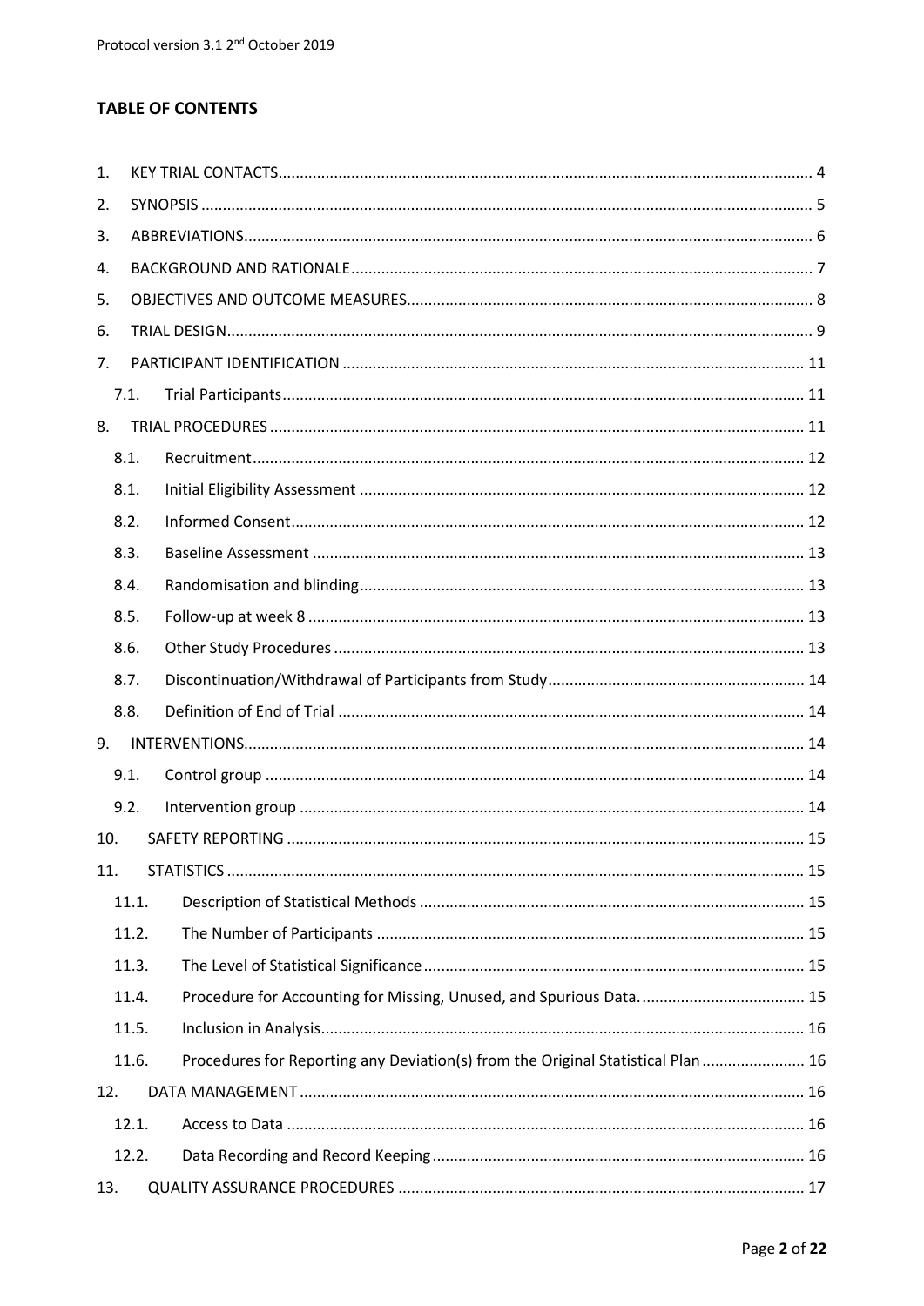## TABLE OF CONTENTS

1. KEY TRIAL CONTACTS ........ 4
2. SYNOPSIS ........ 5
3. ABBREVIATIONS ........ 6
4. BACKGROUND AND RATIONALE ........ 7
5. OBJECTIVES AND OUTCOME MEASURES ........ 8
6. TRIAL DESIGN ........ 9
7. PARTICIPANT IDENTIFICATION ........ 11
   - 7.1. Trial Participants ........ 11
8. TRIAL PROCEDURES ........ 11
   - 8.1. Recruitment ........ 12
   - 8.1. Initial Eligibility Assessment ........ 12
   - 8.2. Informed Consent ........ 12
   - 8.3. Baseline Assessment ........ 13
   - 8.4. Randomisation and blinding ........ 13
   - 8.5. Follow-up at week 8 ........ 13
   - 8.6. Other Study Procedures ........ 13
   - 8.7. Discontinuation/Withdrawal of Participants from Study ........ 14
   - 8.8. Definition of End of Trial ........ 14
9. INTERVENTIONS ........ 14
   - 9.1. Control group ........ 14
   - 9.2. Intervention group ........ 14
10. SAFETY REPORTING ........ 15
11. STATISTICS ........ 15
    - 11.1. Description of Statistical Methods ........ 15
    - 11.2. The Number of Participants ........ 15
    - 11.3. The Level of Statistical Significance ........ 15
    - 11.4. Procedure for Accounting for Missing, Unused, and Spurious Data. ........ 15
    - 11.5. Inclusion in Analysis ........ 16
    - 11.6. Procedures for Reporting any Deviation(s) from the Original Statistical Plan ........ 16
12. DATA MANAGEMENT ........ 16
    - 12.1. Access to Data ........ 16
    - 12.2. Data Recording and Record Keeping ........ 16
13. QUALITY ASSURANCE PROCEDURES ........ 17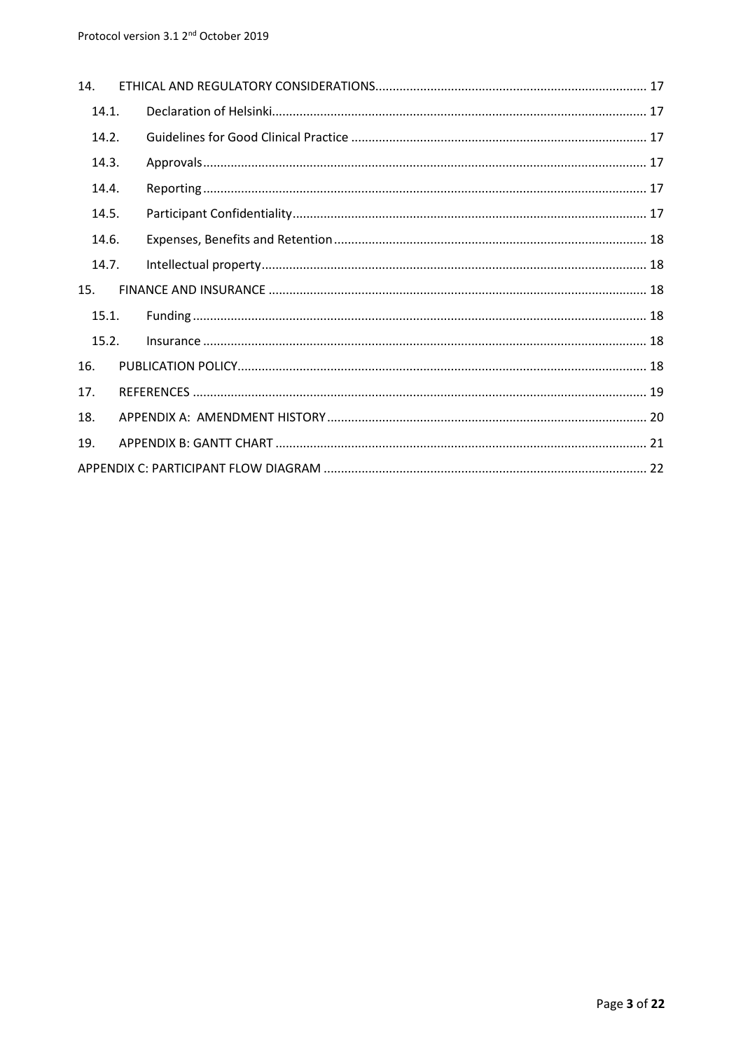14. ETHICAL AND REGULATORY CONSIDERATIONS ... 17

- 14.1. Declaration of Helsinki ... 17
- 14.2. Guidelines for Good Clinical Practice ... 17
- 14.3. Approvals ... 17
- 14.4. Reporting ... 17
- 14.5. Participant Confidentiality ... 17
- 14.6. Expenses, Benefits and Retention ... 18
- 14.7. Intellectual property ... 18

15. FINANCE AND INSURANCE ... 18

- 15.1. Funding ... 18
- 15.2. Insurance ... 18

16. PUBLICATION POLICY ... 18

17. REFERENCES ... 19

18. APPENDIX A: AMENDMENT HISTORY ... 20

19. APPENDIX B: GANTT CHART ... 21

APPENDIX C: PARTICIPANT FLOW DIAGRAM ... 22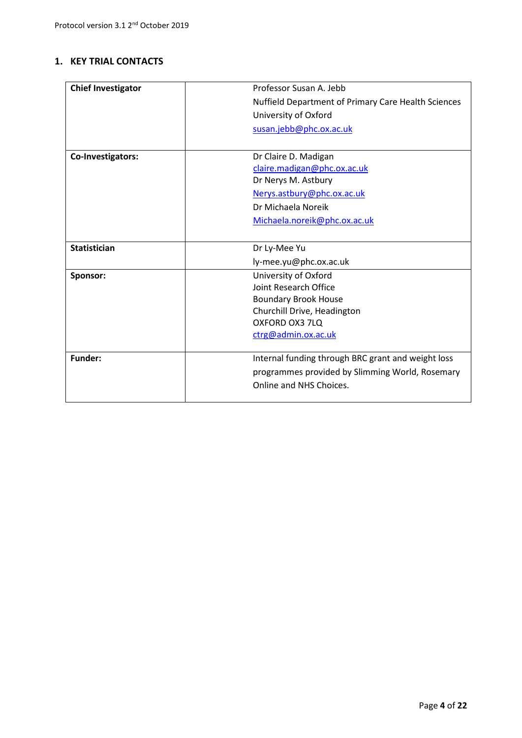## 1. KEY TRIAL CONTACTS

| | |
|---|---|
| **Chief Investigator** | Professor Susan A. Jebb<br>Nuffield Department of Primary Care Health Sciences<br>University of Oxford<br>susan.jebb@phc.ox.ac.uk |
| **Co-Investigators:** | Dr Claire D. Madigan<br>claire.madigan@phc.ox.ac.uk<br>Dr Nerys M. Astbury<br>Nerys.astbury@phc.ox.ac.uk<br>Dr Michaela Noreik<br>Michaela.noreik@phc.ox.ac.uk |
| **Statistician** | Dr Ly-Mee Yu<br>ly-mee.yu@phc.ox.ac.uk |
| **Sponsor:** | University of Oxford<br>Joint Research Office<br>Boundary Brook House<br>Churchill Drive, Headington<br>OXFORD OX3 7LQ<br>ctrg@admin.ox.ac.uk |
| **Funder:** | Internal funding through BRC grant and weight loss programmes provided by Slimming World, Rosemary Online and NHS Choices. |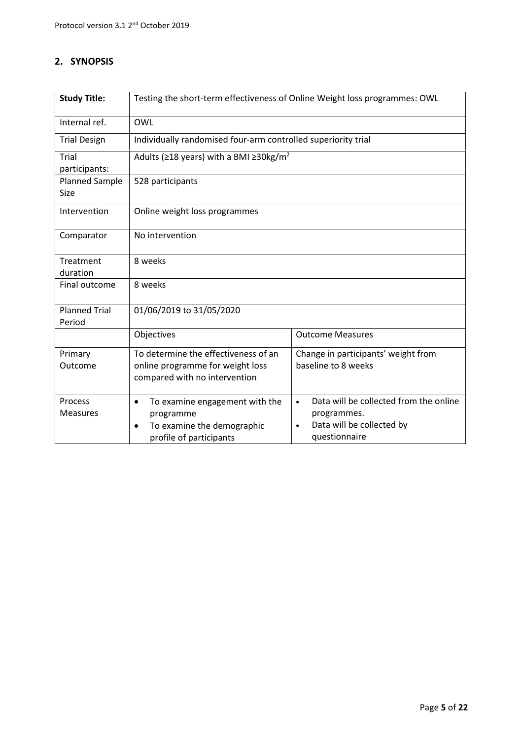## 2. SYNOPSIS

| **Study Title:** | Testing the short-term effectiveness of Online Weight loss programmes: OWL | |
|---|---|---|
| Internal ref. | OWL | |
| Trial Design | Individually randomised four-arm controlled superiority trial | |
| Trial participants: | Adults (≥18 years) with a BMI ≥30kg/m$^2$ | |
| Planned Sample Size | 528 participants | |
| Intervention | Online weight loss programmes | |
| Comparator | No intervention | |
| Treatment duration | 8 weeks | |
| Final outcome | 8 weeks | |
| Planned Trial Period | 01/06/2019 to 31/05/2020 | |
| | Objectives | Outcome Measures |
| Primary Outcome | To determine the effectiveness of an online programme for weight loss compared with no intervention | Change in participants' weight from baseline to 8 weeks |
| Process Measures | • To examine engagement with the programme<br>• To examine the demographic profile of participants | • Data will be collected from the online programmes.<br>• Data will be collected by questionnaire |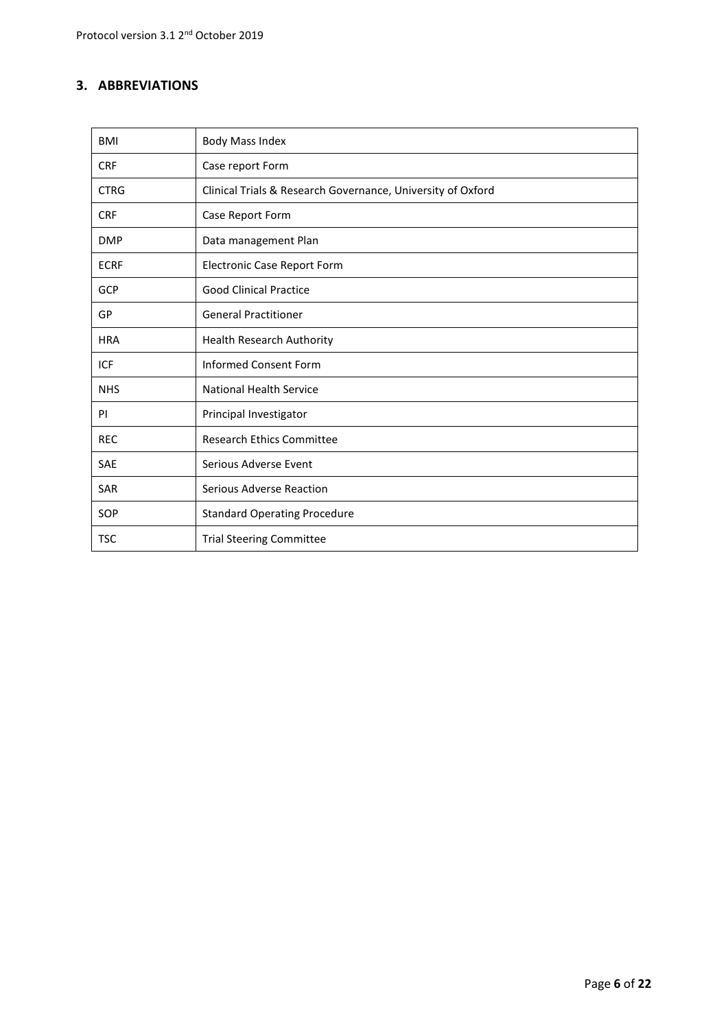## 3. ABBREVIATIONS

| | |
|---|---|
| BMI | Body Mass Index |
| CRF | Case report Form |
| CTRG | Clinical Trials & Research Governance, University of Oxford |
| CRF | Case Report Form |
| DMP | Data management Plan |
| ECRF | Electronic Case Report Form |
| GCP | Good Clinical Practice |
| GP | General Practitioner |
| HRA | Health Research Authority |
| ICF | Informed Consent Form |
| NHS | National Health Service |
| PI | Principal Investigator |
| REC | Research Ethics Committee |
| SAE | Serious Adverse Event |
| SAR | Serious Adverse Reaction |
| SOP | Standard Operating Procedure |
| TSC | Trial Steering Committee |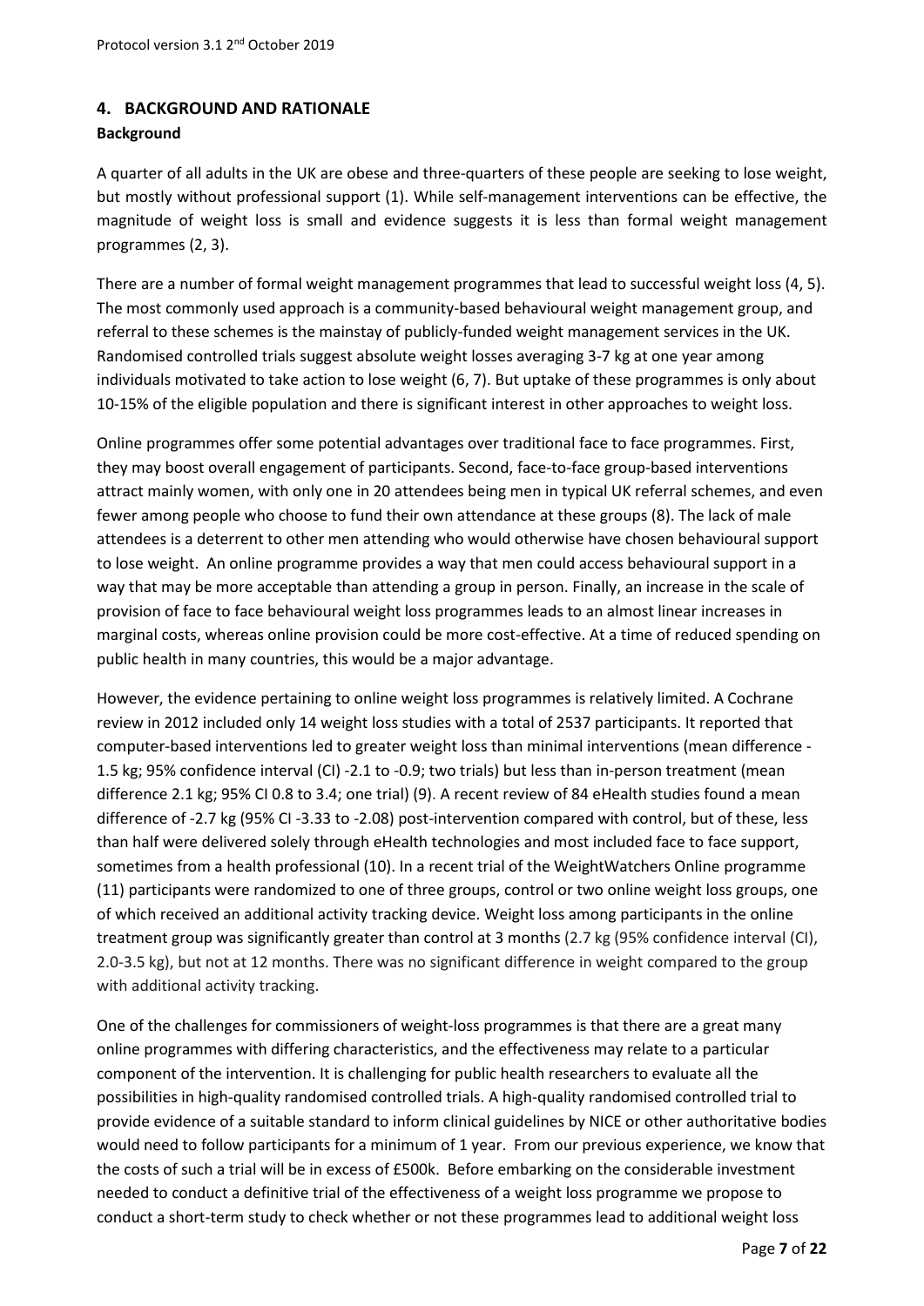## 4. BACKGROUND AND RATIONALE

### Background

A quarter of all adults in the UK are obese and three-quarters of these people are seeking to lose weight, but mostly without professional support (1). While self-management interventions can be effective, the magnitude of weight loss is small and evidence suggests it is less than formal weight management programmes (2, 3).

There are a number of formal weight management programmes that lead to successful weight loss (4, 5). The most commonly used approach is a community-based behavioural weight management group, and referral to these schemes is the mainstay of publicly-funded weight management services in the UK. Randomised controlled trials suggest absolute weight losses averaging 3-7 kg at one year among individuals motivated to take action to lose weight (6, 7). But uptake of these programmes is only about 10-15% of the eligible population and there is significant interest in other approaches to weight loss.

Online programmes offer some potential advantages over traditional face to face programmes. First, they may boost overall engagement of participants. Second, face-to-face group-based interventions attract mainly women, with only one in 20 attendees being men in typical UK referral schemes, and even fewer among people who choose to fund their own attendance at these groups (8). The lack of male attendees is a deterrent to other men attending who would otherwise have chosen behavioural support to lose weight. An online programme provides a way that men could access behavioural support in a way that may be more acceptable than attending a group in person. Finally, an increase in the scale of provision of face to face behavioural weight loss programmes leads to an almost linear increases in marginal costs, whereas online provision could be more cost-effective. At a time of reduced spending on public health in many countries, this would be a major advantage.

However, the evidence pertaining to online weight loss programmes is relatively limited. A Cochrane review in 2012 included only 14 weight loss studies with a total of 2537 participants. It reported that computer-based interventions led to greater weight loss than minimal interventions (mean difference -1.5 kg; 95% confidence interval (CI) -2.1 to -0.9; two trials) but less than in-person treatment (mean difference 2.1 kg; 95% CI 0.8 to 3.4; one trial) (9). A recent review of 84 eHealth studies found a mean difference of -2.7 kg (95% CI -3.33 to -2.08) post-intervention compared with control, but of these, less than half were delivered solely through eHealth technologies and most included face to face support, sometimes from a health professional (10). In a recent trial of the WeightWatchers Online programme (11) participants were randomized to one of three groups, control or two online weight loss groups, one of which received an additional activity tracking device. Weight loss among participants in the online treatment group was significantly greater than control at 3 months (2.7 kg (95% confidence interval (CI), 2.0-3.5 kg), but not at 12 months. There was no significant difference in weight compared to the group with additional activity tracking.

One of the challenges for commissioners of weight-loss programmes is that there are a great many online programmes with differing characteristics, and the effectiveness may relate to a particular component of the intervention. It is challenging for public health researchers to evaluate all the possibilities in high-quality randomised controlled trials. A high-quality randomised controlled trial to provide evidence of a suitable standard to inform clinical guidelines by NICE or other authoritative bodies would need to follow participants for a minimum of 1 year. From our previous experience, we know that the costs of such a trial will be in excess of £500k. Before embarking on the considerable investment needed to conduct a definitive trial of the effectiveness of a weight loss programme we propose to conduct a short-term study to check whether or not these programmes lead to additional weight loss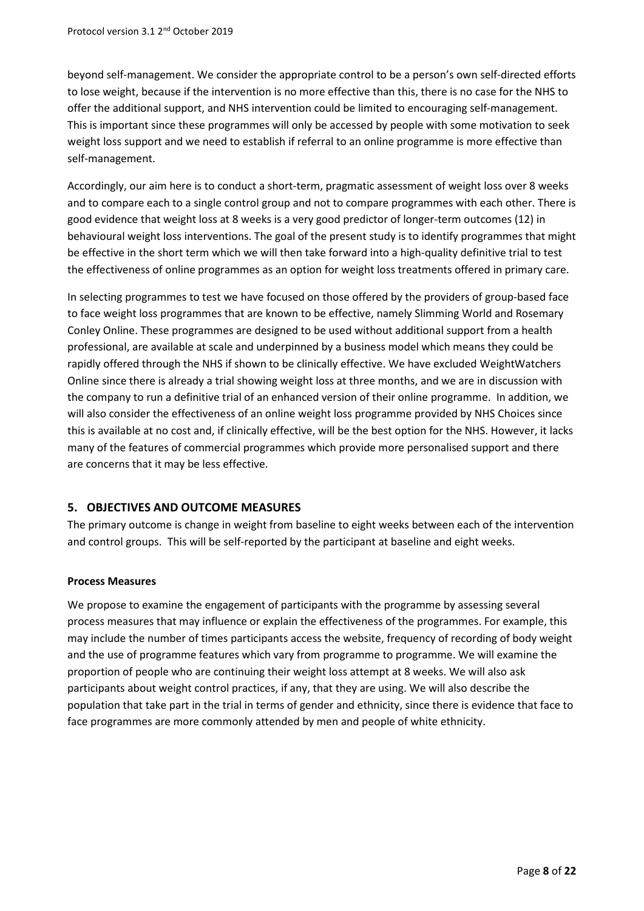beyond self-management. We consider the appropriate control to be a person's own self-directed efforts to lose weight, because if the intervention is no more effective than this, there is no case for the NHS to offer the additional support, and NHS intervention could be limited to encouraging self-management. This is important since these programmes will only be accessed by people with some motivation to seek weight loss support and we need to establish if referral to an online programme is more effective than self-management.

Accordingly, our aim here is to conduct a short-term, pragmatic assessment of weight loss over 8 weeks and to compare each to a single control group and not to compare programmes with each other. There is good evidence that weight loss at 8 weeks is a very good predictor of longer-term outcomes (12) in behavioural weight loss interventions. The goal of the present study is to identify programmes that might be effective in the short term which we will then take forward into a high-quality definitive trial to test the effectiveness of online programmes as an option for weight loss treatments offered in primary care.

In selecting programmes to test we have focused on those offered by the providers of group-based face to face weight loss programmes that are known to be effective, namely Slimming World and Rosemary Conley Online. These programmes are designed to be used without additional support from a health professional, are available at scale and underpinned by a business model which means they could be rapidly offered through the NHS if shown to be clinically effective. We have excluded WeightWatchers Online since there is already a trial showing weight loss at three months, and we are in discussion with the company to run a definitive trial of an enhanced version of their online programme. In addition, we will also consider the effectiveness of an online weight loss programme provided by NHS Choices since this is available at no cost and, if clinically effective, will be the best option for the NHS. However, it lacks many of the features of commercial programmes which provide more personalised support and there are concerns that it may be less effective.

## 5. OBJECTIVES AND OUTCOME MEASURES

The primary outcome is change in weight from baseline to eight weeks between each of the intervention and control groups. This will be self-reported by the participant at baseline and eight weeks.

### Process Measures

We propose to examine the engagement of participants with the programme by assessing several process measures that may influence or explain the effectiveness of the programmes. For example, this may include the number of times participants access the website, frequency of recording of body weight and the use of programme features which vary from programme to programme. We will examine the proportion of people who are continuing their weight loss attempt at 8 weeks. We will also ask participants about weight control practices, if any, that they are using. We will also describe the population that take part in the trial in terms of gender and ethnicity, since there is evidence that face to face programmes are more commonly attended by men and people of white ethnicity.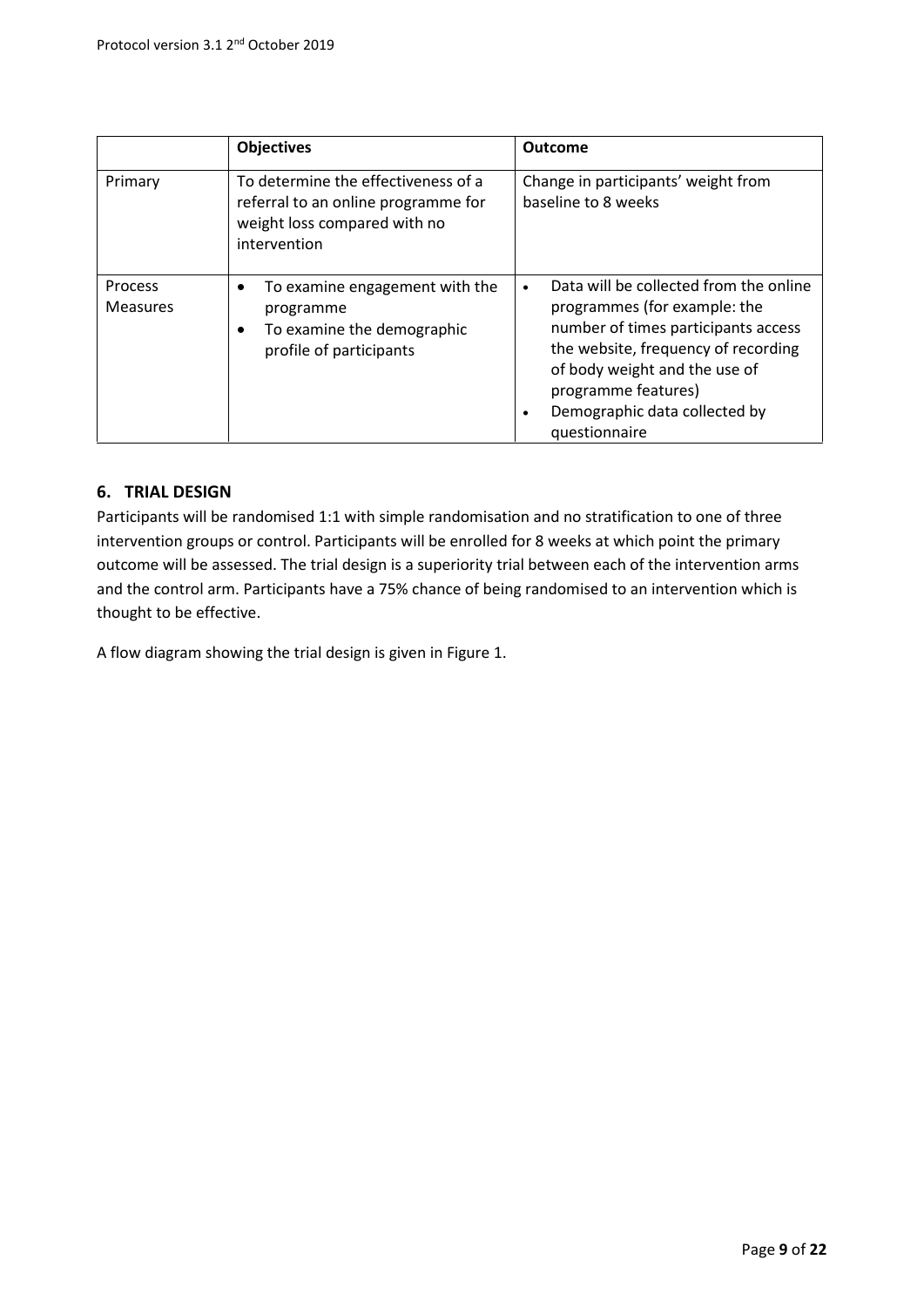| | Objectives | Outcome |
|---|---|---|
| Primary | To determine the effectiveness of a referral to an online programme for weight loss compared with no intervention | Change in participants' weight from baseline to 8 weeks |
| Process Measures | • To examine engagement with the programme<br>• To examine the demographic profile of participants | • Data will be collected from the online programmes (for example: the number of times participants access the website, frequency of recording of body weight and the use of programme features)<br>• Demographic data collected by questionnaire |

## 6. TRIAL DESIGN

Participants will be randomised 1:1 with simple randomisation and no stratification to one of three intervention groups or control. Participants will be enrolled for 8 weeks at which point the primary outcome will be assessed. The trial design is a superiority trial between each of the intervention arms and the control arm. Participants have a 75% chance of being randomised to an intervention which is thought to be effective.

A flow diagram showing the trial design is given in Figure 1.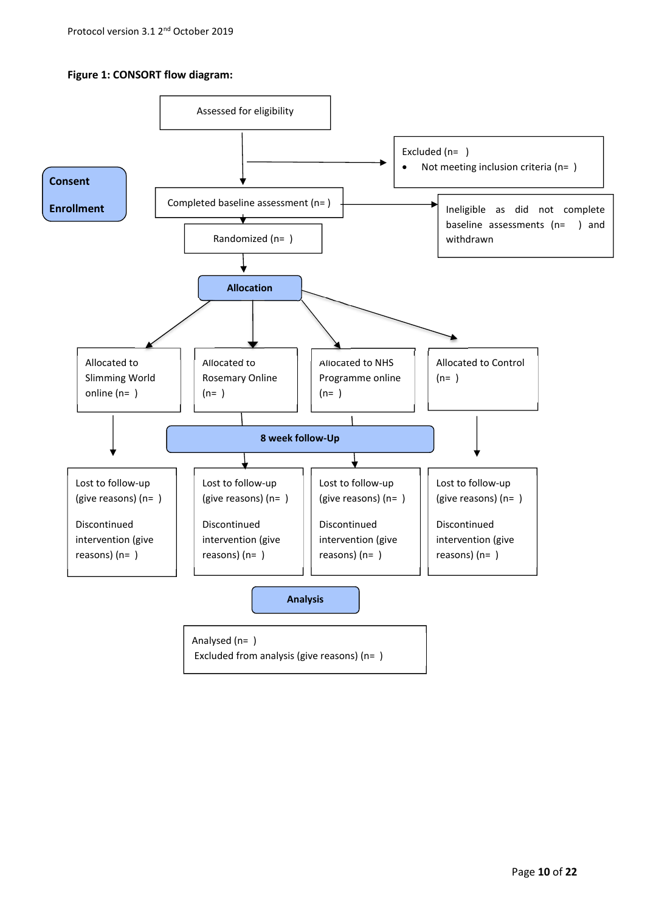**Figure 1: CONSORT flow diagram:**

**Consent**

**Enrollment**

Assessed for eligibility

Excluded (n= )
- Not meeting inclusion criteria (n= )

Completed baseline assessment (n= )

Ineligible as did not complete baseline assessments (n= ) and withdrawn

Randomized (n= )

**Allocation**

| Allocated to Slimming World online (n= ) | Allocated to Rosemary Online (n= ) | Allocated to NHS Programme online (n= ) | Allocated to Control (n= ) |
|---|---|---|---|

**8 week follow-Up**

| Lost to follow-up (give reasons) (n= ) Discontinued intervention (give reasons) (n= ) | Lost to follow-up (give reasons) (n= ) Discontinued intervention (give reasons) (n= ) | Lost to follow-up (give reasons) (n= ) Discontinued intervention (give reasons) (n= ) | Lost to follow-up (give reasons) (n= ) Discontinued intervention (give reasons) (n= ) |
|---|---|---|---|

**Analysis**

Analysed (n= )
Excluded from analysis (give reasons) (n= )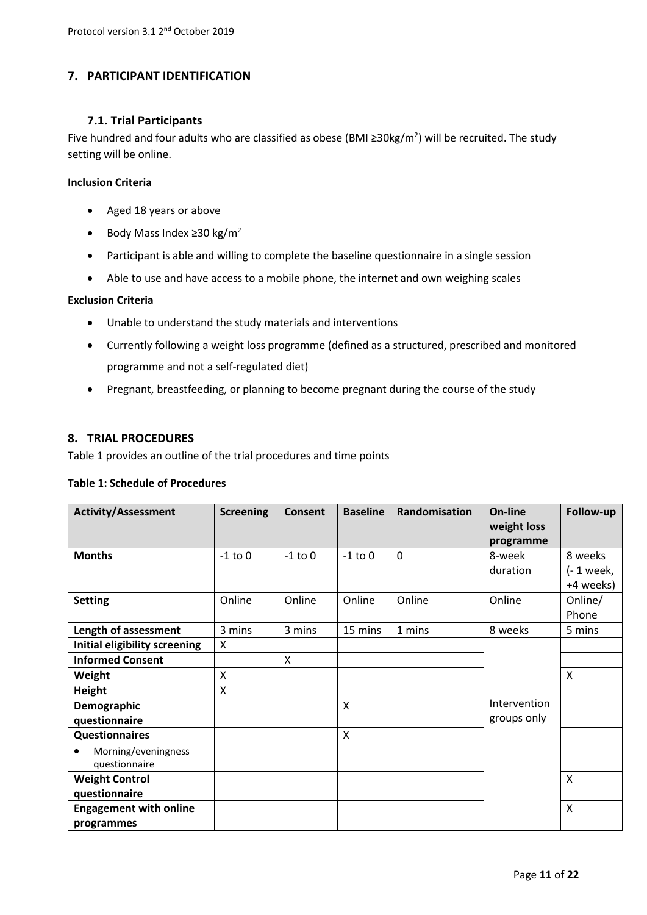## 7. PARTICIPANT IDENTIFICATION

### 7.1. Trial Participants

Five hundred and four adults who are classified as obese (BMI ≥30kg/m$^2$) will be recruited. The study setting will be online.

**Inclusion Criteria**

- Aged 18 years or above
- Body Mass Index ≥30 kg/m$^2$
- Participant is able and willing to complete the baseline questionnaire in a single session
- Able to use and have access to a mobile phone, the internet and own weighing scales

**Exclusion Criteria**

- Unable to understand the study materials and interventions
- Currently following a weight loss programme (defined as a structured, prescribed and monitored programme and not a self-regulated diet)
- Pregnant, breastfeeding, or planning to become pregnant during the course of the study

## 8. TRIAL PROCEDURES

Table 1 provides an outline of the trial procedures and time points

**Table 1: Schedule of Procedures**

| Activity/Assessment | Screening | Consent | Baseline | Randomisation | On-line weight loss programme | Follow-up |
|---|---|---|---|---|---|---|
| **Months** | -1 to 0 | -1 to 0 | -1 to 0 | 0 | 8-week duration | 8 weeks (- 1 week, +4 weeks) |
| **Setting** | Online | Online | Online | Online | Online | Online/ Phone |
| **Length of assessment** | 3 mins | 3 mins | 15 mins | 1 mins | 8 weeks | 5 mins |
| **Initial eligibility screening** | X | | | | Intervention groups only | |
| **Informed Consent** | | X | | | | |
| **Weight** | X | | | | | X |
| **Height** | X | | | | | |
| **Demographic questionnaire** | | | X | | | |
| **Questionnaires**<br>• Morning/eveningness questionnaire | | | X | | | |
| **Weight Control questionnaire** | | | | | | X |
| **Engagement with online programmes** | | | | | | X |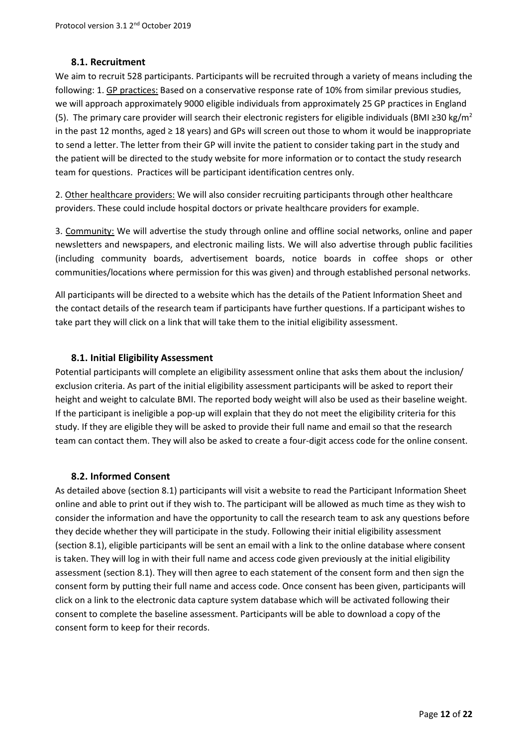### 8.1. Recruitment

We aim to recruit 528 participants. Participants will be recruited through a variety of means including the following: 1. <u>GP practices:</u> Based on a conservative response rate of 10% from similar previous studies, we will approach approximately 9000 eligible individuals from approximately 25 GP practices in England (5). The primary care provider will search their electronic registers for eligible individuals (BMI ≥30 kg/m$^2$ in the past 12 months, aged ≥ 18 years) and GPs will screen out those to whom it would be inappropriate to send a letter. The letter from their GP will invite the patient to consider taking part in the study and the patient will be directed to the study website for more information or to contact the study research team for questions. Practices will be participant identification centres only.

2. <u>Other healthcare providers:</u> We will also consider recruiting participants through other healthcare providers. These could include hospital doctors or private healthcare providers for example.

3. <u>Community:</u> We will advertise the study through online and offline social networks, online and paper newsletters and newspapers, and electronic mailing lists. We will also advertise through public facilities (including community boards, advertisement boards, notice boards in coffee shops or other communities/locations where permission for this was given) and through established personal networks.

All participants will be directed to a website which has the details of the Patient Information Sheet and the contact details of the research team if participants have further questions. If a participant wishes to take part they will click on a link that will take them to the initial eligibility assessment.

### 8.1. Initial Eligibility Assessment

Potential participants will complete an eligibility assessment online that asks them about the inclusion/ exclusion criteria. As part of the initial eligibility assessment participants will be asked to report their height and weight to calculate BMI. The reported body weight will also be used as their baseline weight. If the participant is ineligible a pop-up will explain that they do not meet the eligibility criteria for this study. If they are eligible they will be asked to provide their full name and email so that the research team can contact them. They will also be asked to create a four-digit access code for the online consent.

### 8.2. Informed Consent

As detailed above (section 8.1) participants will visit a website to read the Participant Information Sheet online and able to print out if they wish to. The participant will be allowed as much time as they wish to consider the information and have the opportunity to call the research team to ask any questions before they decide whether they will participate in the study. Following their initial eligibility assessment (section 8.1), eligible participants will be sent an email with a link to the online database where consent is taken. They will log in with their full name and access code given previously at the initial eligibility assessment (section 8.1). They will then agree to each statement of the consent form and then sign the consent form by putting their full name and access code. Once consent has been given, participants will click on a link to the electronic data capture system database which will be activated following their consent to complete the baseline assessment. Participants will be able to download a copy of the consent form to keep for their records.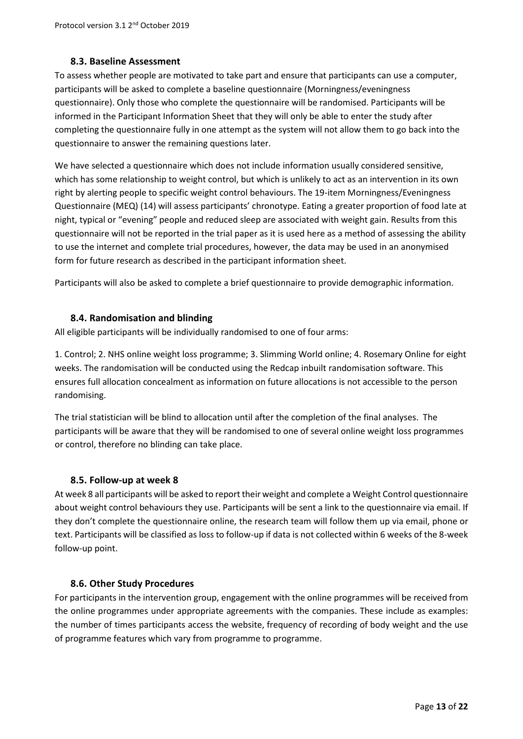### 8.3. Baseline Assessment

To assess whether people are motivated to take part and ensure that participants can use a computer, participants will be asked to complete a baseline questionnaire (Morningness/eveningness questionnaire). Only those who complete the questionnaire will be randomised. Participants will be informed in the Participant Information Sheet that they will only be able to enter the study after completing the questionnaire fully in one attempt as the system will not allow them to go back into the questionnaire to answer the remaining questions later.

We have selected a questionnaire which does not include information usually considered sensitive, which has some relationship to weight control, but which is unlikely to act as an intervention in its own right by alerting people to specific weight control behaviours. The 19-item Morningness/Eveningness Questionnaire (MEQ) (14) will assess participants' chronotype. Eating a greater proportion of food late at night, typical or "evening" people and reduced sleep are associated with weight gain. Results from this questionnaire will not be reported in the trial paper as it is used here as a method of assessing the ability to use the internet and complete trial procedures, however, the data may be used in an anonymised form for future research as described in the participant information sheet.

Participants will also be asked to complete a brief questionnaire to provide demographic information.

### 8.4. Randomisation and blinding

All eligible participants will be individually randomised to one of four arms:

1. Control; 2. NHS online weight loss programme; 3. Slimming World online; 4. Rosemary Online for eight weeks. The randomisation will be conducted using the Redcap inbuilt randomisation software. This ensures full allocation concealment as information on future allocations is not accessible to the person randomising.

The trial statistician will be blind to allocation until after the completion of the final analyses. The participants will be aware that they will be randomised to one of several online weight loss programmes or control, therefore no blinding can take place.

### 8.5. Follow-up at week 8

At week 8 all participants will be asked to report their weight and complete a Weight Control questionnaire about weight control behaviours they use. Participants will be sent a link to the questionnaire via email. If they don't complete the questionnaire online, the research team will follow them up via email, phone or text. Participants will be classified as loss to follow-up if data is not collected within 6 weeks of the 8-week follow-up point.

### 8.6. Other Study Procedures

For participants in the intervention group, engagement with the online programmes will be received from the online programmes under appropriate agreements with the companies. These include as examples: the number of times participants access the website, frequency of recording of body weight and the use of programme features which vary from programme to programme.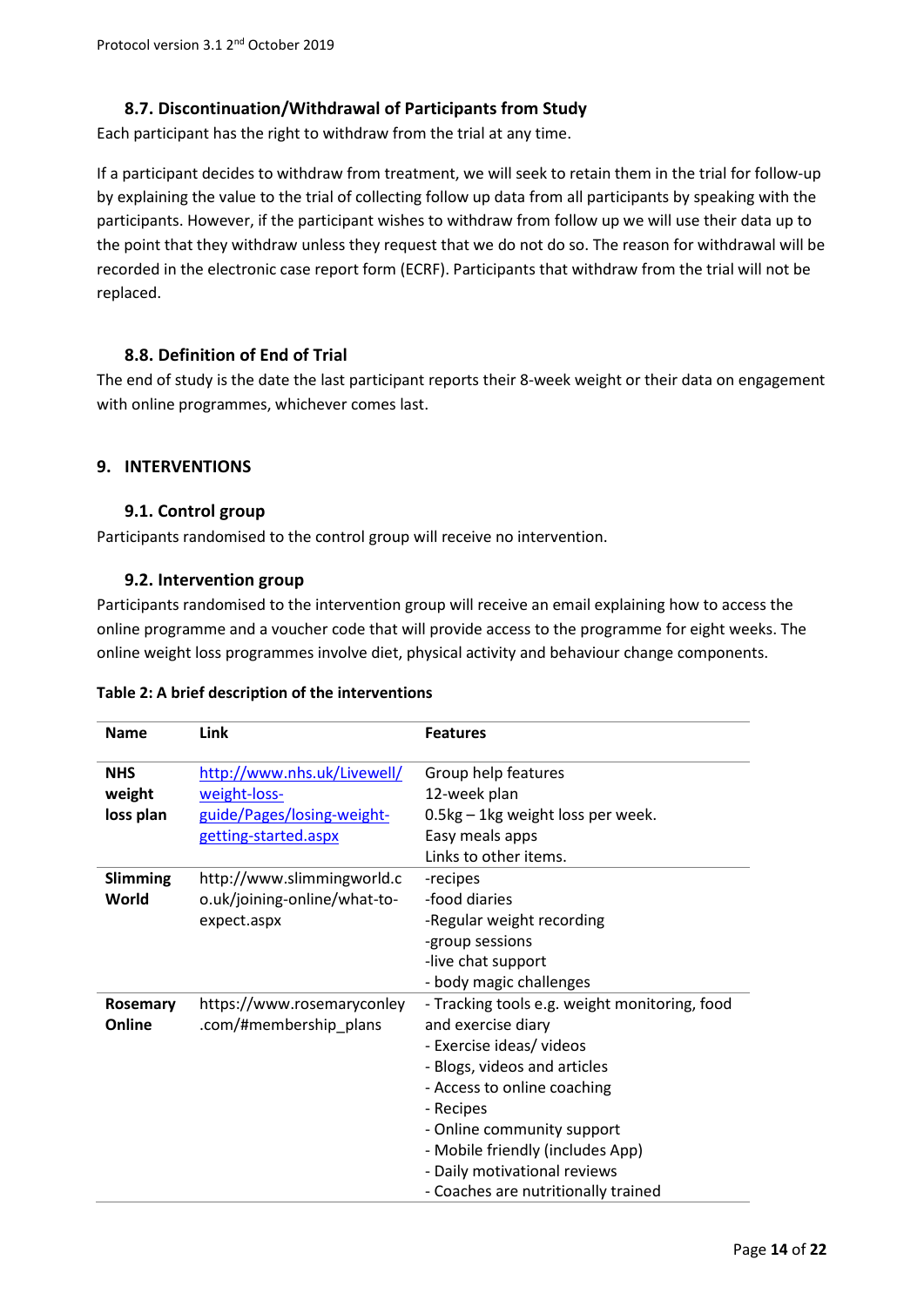### 8.7. Discontinuation/Withdrawal of Participants from Study

Each participant has the right to withdraw from the trial at any time.

If a participant decides to withdraw from treatment, we will seek to retain them in the trial for follow-up by explaining the value to the trial of collecting follow up data from all participants by speaking with the participants. However, if the participant wishes to withdraw from follow up we will use their data up to the point that they withdraw unless they request that we do not do so. The reason for withdrawal will be recorded in the electronic case report form (ECRF). Participants that withdraw from the trial will not be replaced.

### 8.8. Definition of End of Trial

The end of study is the date the last participant reports their 8-week weight or their data on engagement with online programmes, whichever comes last.

## 9. INTERVENTIONS

### 9.1. Control group

Participants randomised to the control group will receive no intervention.

### 9.2. Intervention group

Participants randomised to the intervention group will receive an email explaining how to access the online programme and a voucher code that will provide access to the programme for eight weeks. The online weight loss programmes involve diet, physical activity and behaviour change components.

**Table 2: A brief description of the interventions**

| Name | Link | Features |
|---|---|---|
| **NHS weight loss plan** | http://www.nhs.uk/Livewell/weight-loss-guide/Pages/losing-weight-getting-started.aspx | Group help features<br>12-week plan<br>0.5kg – 1kg weight loss per week.<br>Easy meals apps<br>Links to other items. |
| **Slimming World** | http://www.slimmingworld.co.uk/joining-online/what-to-expect.aspx | -recipes<br>-food diaries<br>-Regular weight recording<br>-group sessions<br>-live chat support<br>- body magic challenges |
| **Rosemary Online** | https://www.rosemaryconley.com/#membership_plans | - Tracking tools e.g. weight monitoring, food and exercise diary<br>- Exercise ideas/ videos<br>- Blogs, videos and articles<br>- Access to online coaching<br>- Recipes<br>- Online community support<br>- Mobile friendly (includes App)<br>- Daily motivational reviews<br>- Coaches are nutritionally trained |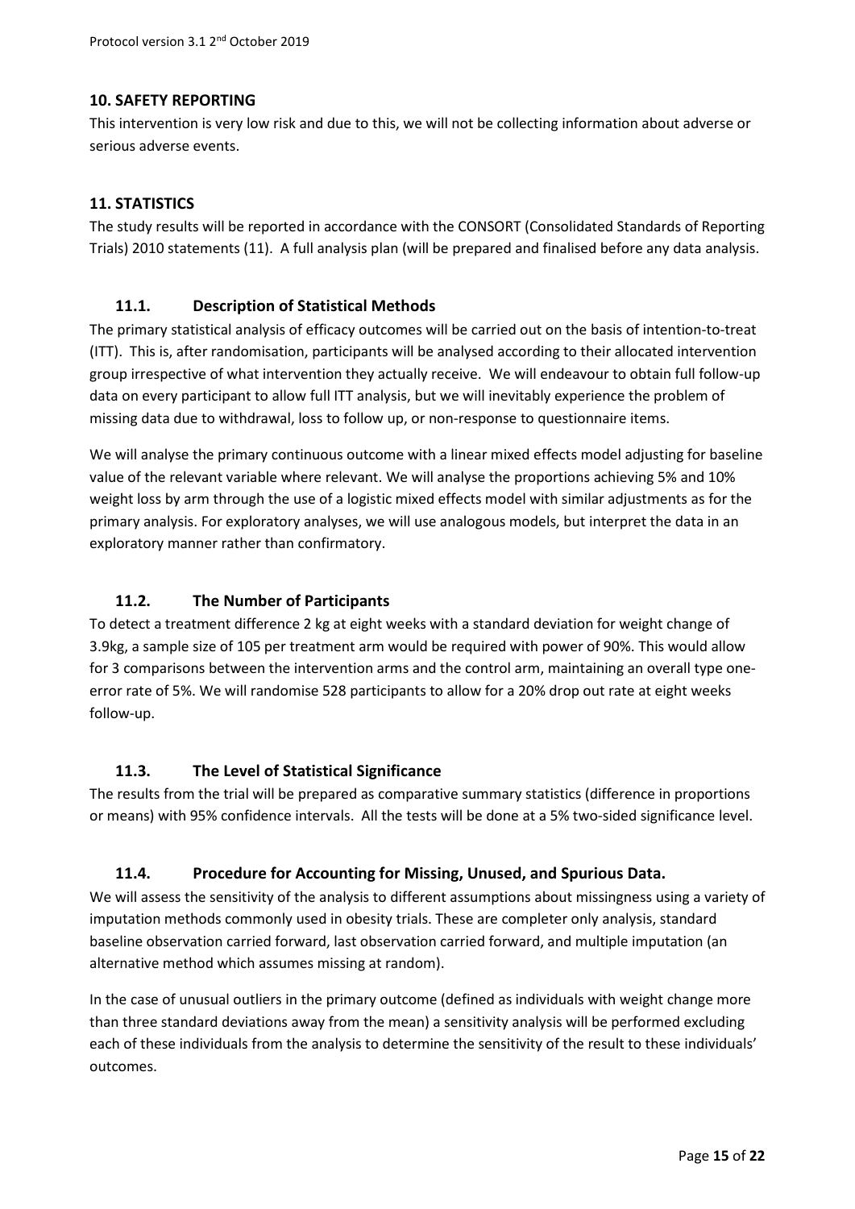## 10. SAFETY REPORTING

This intervention is very low risk and due to this, we will not be collecting information about adverse or serious adverse events.

## 11. STATISTICS

The study results will be reported in accordance with the CONSORT (Consolidated Standards of Reporting Trials) 2010 statements (11). A full analysis plan (will be prepared and finalised before any data analysis.

### 11.1. Description of Statistical Methods

The primary statistical analysis of efficacy outcomes will be carried out on the basis of intention-to-treat (ITT). This is, after randomisation, participants will be analysed according to their allocated intervention group irrespective of what intervention they actually receive. We will endeavour to obtain full follow-up data on every participant to allow full ITT analysis, but we will inevitably experience the problem of missing data due to withdrawal, loss to follow up, or non-response to questionnaire items.

We will analyse the primary continuous outcome with a linear mixed effects model adjusting for baseline value of the relevant variable where relevant. We will analyse the proportions achieving 5% and 10% weight loss by arm through the use of a logistic mixed effects model with similar adjustments as for the primary analysis. For exploratory analyses, we will use analogous models, but interpret the data in an exploratory manner rather than confirmatory.

### 11.2. The Number of Participants

To detect a treatment difference 2 kg at eight weeks with a standard deviation for weight change of 3.9kg, a sample size of 105 per treatment arm would be required with power of 90%. This would allow for 3 comparisons between the intervention arms and the control arm, maintaining an overall type one-error rate of 5%. We will randomise 528 participants to allow for a 20% drop out rate at eight weeks follow-up.

### 11.3. The Level of Statistical Significance

The results from the trial will be prepared as comparative summary statistics (difference in proportions or means) with 95% confidence intervals. All the tests will be done at a 5% two-sided significance level.

### 11.4. Procedure for Accounting for Missing, Unused, and Spurious Data.

We will assess the sensitivity of the analysis to different assumptions about missingness using a variety of imputation methods commonly used in obesity trials. These are completer only analysis, standard baseline observation carried forward, last observation carried forward, and multiple imputation (an alternative method which assumes missing at random).

In the case of unusual outliers in the primary outcome (defined as individuals with weight change more than three standard deviations away from the mean) a sensitivity analysis will be performed excluding each of these individuals from the analysis to determine the sensitivity of the result to these individuals' outcomes.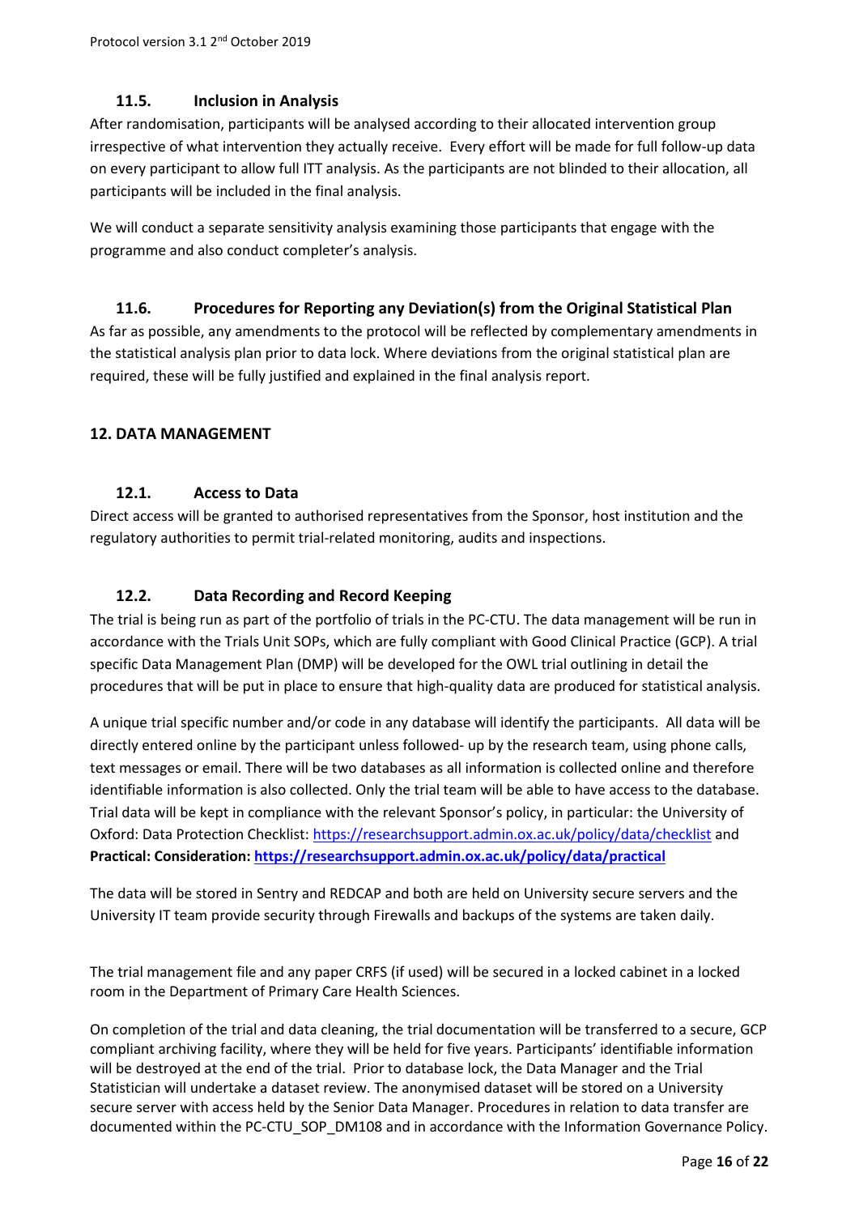### 11.5. Inclusion in Analysis

After randomisation, participants will be analysed according to their allocated intervention group irrespective of what intervention they actually receive. Every effort will be made for full follow-up data on every participant to allow full ITT analysis. As the participants are not blinded to their allocation, all participants will be included in the final analysis.

We will conduct a separate sensitivity analysis examining those participants that engage with the programme and also conduct completer's analysis.

### 11.6. Procedures for Reporting any Deviation(s) from the Original Statistical Plan

As far as possible, any amendments to the protocol will be reflected by complementary amendments in the statistical analysis plan prior to data lock. Where deviations from the original statistical plan are required, these will be fully justified and explained in the final analysis report.

## 12. DATA MANAGEMENT

### 12.1. Access to Data

Direct access will be granted to authorised representatives from the Sponsor, host institution and the regulatory authorities to permit trial-related monitoring, audits and inspections.

### 12.2. Data Recording and Record Keeping

The trial is being run as part of the portfolio of trials in the PC-CTU. The data management will be run in accordance with the Trials Unit SOPs, which are fully compliant with Good Clinical Practice (GCP). A trial specific Data Management Plan (DMP) will be developed for the OWL trial outlining in detail the procedures that will be put in place to ensure that high-quality data are produced for statistical analysis.

A unique trial specific number and/or code in any database will identify the participants. All data will be directly entered online by the participant unless followed- up by the research team, using phone calls, text messages or email. There will be two databases as all information is collected online and therefore identifiable information is also collected. Only the trial team will be able to have access to the database. Trial data will be kept in compliance with the relevant Sponsor's policy, in particular: the University of Oxford: Data Protection Checklist: https://researchsupport.admin.ox.ac.uk/policy/data/checklist and **Practical: Consideration: https://researchsupport.admin.ox.ac.uk/policy/data/practical**

The data will be stored in Sentry and REDCAP and both are held on University secure servers and the University IT team provide security through Firewalls and backups of the systems are taken daily.

The trial management file and any paper CRFS (if used) will be secured in a locked cabinet in a locked room in the Department of Primary Care Health Sciences.

On completion of the trial and data cleaning, the trial documentation will be transferred to a secure, GCP compliant archiving facility, where they will be held for five years. Participants' identifiable information will be destroyed at the end of the trial. Prior to database lock, the Data Manager and the Trial Statistician will undertake a dataset review. The anonymised dataset will be stored on a University secure server with access held by the Senior Data Manager. Procedures in relation to data transfer are documented within the PC-CTU_SOP_DM108 and in accordance with the Information Governance Policy.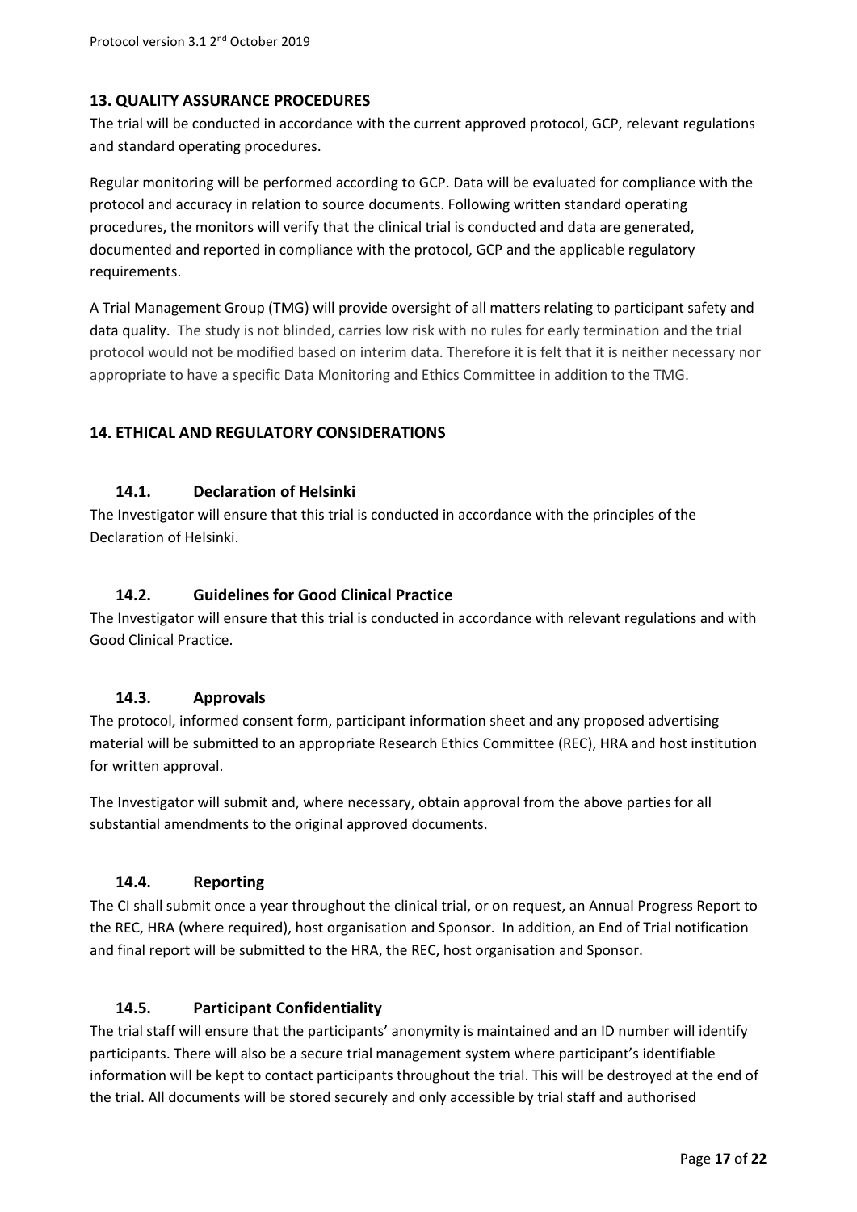## 13. QUALITY ASSURANCE PROCEDURES

The trial will be conducted in accordance with the current approved protocol, GCP, relevant regulations and standard operating procedures.

Regular monitoring will be performed according to GCP. Data will be evaluated for compliance with the protocol and accuracy in relation to source documents. Following written standard operating procedures, the monitors will verify that the clinical trial is conducted and data are generated, documented and reported in compliance with the protocol, GCP and the applicable regulatory requirements.

A Trial Management Group (TMG) will provide oversight of all matters relating to participant safety and data quality. The study is not blinded, carries low risk with no rules for early termination and the trial protocol would not be modified based on interim data. Therefore it is felt that it is neither necessary nor appropriate to have a specific Data Monitoring and Ethics Committee in addition to the TMG.

## 14. ETHICAL AND REGULATORY CONSIDERATIONS

### 14.1. Declaration of Helsinki

The Investigator will ensure that this trial is conducted in accordance with the principles of the Declaration of Helsinki.

### 14.2. Guidelines for Good Clinical Practice

The Investigator will ensure that this trial is conducted in accordance with relevant regulations and with Good Clinical Practice.

### 14.3. Approvals

The protocol, informed consent form, participant information sheet and any proposed advertising material will be submitted to an appropriate Research Ethics Committee (REC), HRA and host institution for written approval.

The Investigator will submit and, where necessary, obtain approval from the above parties for all substantial amendments to the original approved documents.

### 14.4. Reporting

The CI shall submit once a year throughout the clinical trial, or on request, an Annual Progress Report to the REC, HRA (where required), host organisation and Sponsor. In addition, an End of Trial notification and final report will be submitted to the HRA, the REC, host organisation and Sponsor.

### 14.5. Participant Confidentiality

The trial staff will ensure that the participants' anonymity is maintained and an ID number will identify participants. There will also be a secure trial management system where participant's identifiable information will be kept to contact participants throughout the trial. This will be destroyed at the end of the trial. All documents will be stored securely and only accessible by trial staff and authorised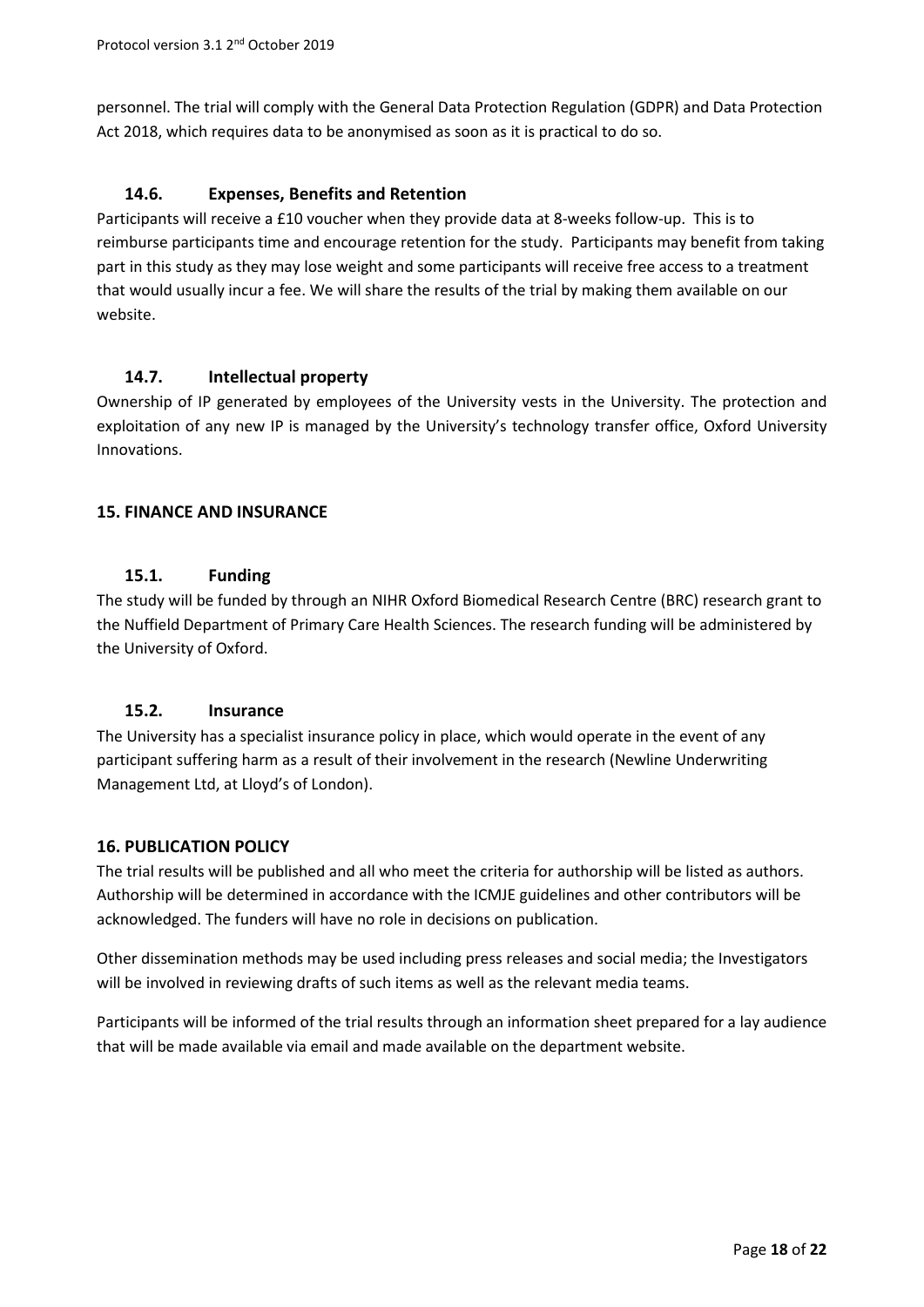personnel. The trial will comply with the General Data Protection Regulation (GDPR) and Data Protection Act 2018, which requires data to be anonymised as soon as it is practical to do so.

### 14.6. Expenses, Benefits and Retention

Participants will receive a £10 voucher when they provide data at 8-weeks follow-up. This is to reimburse participants time and encourage retention for the study. Participants may benefit from taking part in this study as they may lose weight and some participants will receive free access to a treatment that would usually incur a fee. We will share the results of the trial by making them available on our website.

### 14.7. Intellectual property

Ownership of IP generated by employees of the University vests in the University. The protection and exploitation of any new IP is managed by the University's technology transfer office, Oxford University Innovations.

## 15. FINANCE AND INSURANCE

### 15.1. Funding

The study will be funded by through an NIHR Oxford Biomedical Research Centre (BRC) research grant to the Nuffield Department of Primary Care Health Sciences. The research funding will be administered by the University of Oxford.

### 15.2. Insurance

The University has a specialist insurance policy in place, which would operate in the event of any participant suffering harm as a result of their involvement in the research (Newline Underwriting Management Ltd, at Lloyd's of London).

## 16. PUBLICATION POLICY

The trial results will be published and all who meet the criteria for authorship will be listed as authors. Authorship will be determined in accordance with the ICMJE guidelines and other contributors will be acknowledged. The funders will have no role in decisions on publication.

Other dissemination methods may be used including press releases and social media; the Investigators will be involved in reviewing drafts of such items as well as the relevant media teams.

Participants will be informed of the trial results through an information sheet prepared for a lay audience that will be made available via email and made available on the department website.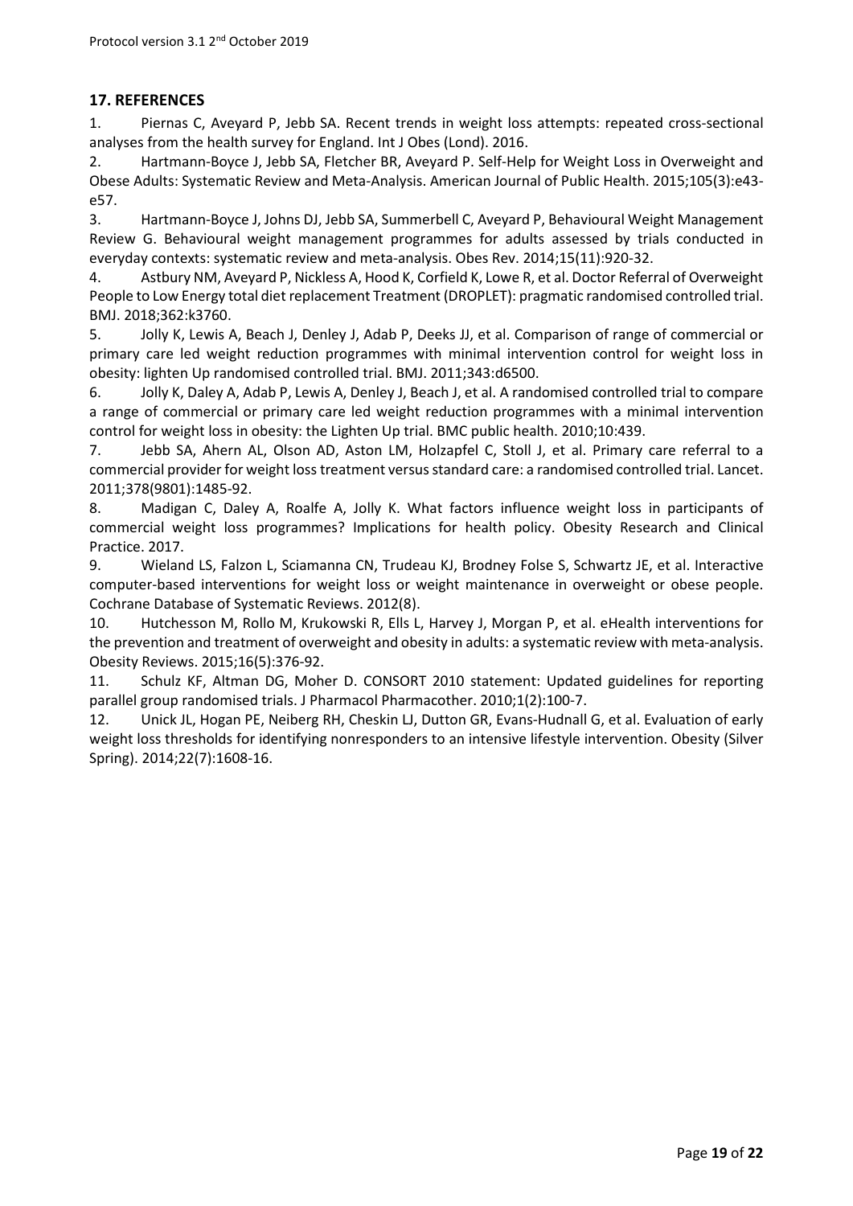## 17. REFERENCES

1. Piernas C, Aveyard P, Jebb SA. Recent trends in weight loss attempts: repeated cross-sectional analyses from the health survey for England. Int J Obes (Lond). 2016.
2. Hartmann-Boyce J, Jebb SA, Fletcher BR, Aveyard P. Self-Help for Weight Loss in Overweight and Obese Adults: Systematic Review and Meta-Analysis. American Journal of Public Health. 2015;105(3):e43-e57.
3. Hartmann-Boyce J, Johns DJ, Jebb SA, Summerbell C, Aveyard P, Behavioural Weight Management Review G. Behavioural weight management programmes for adults assessed by trials conducted in everyday contexts: systematic review and meta-analysis. Obes Rev. 2014;15(11):920-32.
4. Astbury NM, Aveyard P, Nickless A, Hood K, Corfield K, Lowe R, et al. Doctor Referral of Overweight People to Low Energy total diet replacement Treatment (DROPLET): pragmatic randomised controlled trial. BMJ. 2018;362:k3760.
5. Jolly K, Lewis A, Beach J, Denley J, Adab P, Deeks JJ, et al. Comparison of range of commercial or primary care led weight reduction programmes with minimal intervention control for weight loss in obesity: lighten Up randomised controlled trial. BMJ. 2011;343:d6500.
6. Jolly K, Daley A, Adab P, Lewis A, Denley J, Beach J, et al. A randomised controlled trial to compare a range of commercial or primary care led weight reduction programmes with a minimal intervention control for weight loss in obesity: the Lighten Up trial. BMC public health. 2010;10:439.
7. Jebb SA, Ahern AL, Olson AD, Aston LM, Holzapfel C, Stoll J, et al. Primary care referral to a commercial provider for weight loss treatment versus standard care: a randomised controlled trial. Lancet. 2011;378(9801):1485-92.
8. Madigan C, Daley A, Roalfe A, Jolly K. What factors influence weight loss in participants of commercial weight loss programmes? Implications for health policy. Obesity Research and Clinical Practice. 2017.
9. Wieland LS, Falzon L, Sciamanna CN, Trudeau KJ, Brodney Folse S, Schwartz JE, et al. Interactive computer-based interventions for weight loss or weight maintenance in overweight or obese people. Cochrane Database of Systematic Reviews. 2012(8).
10. Hutchesson M, Rollo M, Krukowski R, Ells L, Harvey J, Morgan P, et al. eHealth interventions for the prevention and treatment of overweight and obesity in adults: a systematic review with meta-analysis. Obesity Reviews. 2015;16(5):376-92.
11. Schulz KF, Altman DG, Moher D. CONSORT 2010 statement: Updated guidelines for reporting parallel group randomised trials. J Pharmacol Pharmacother. 2010;1(2):100-7.
12. Unick JL, Hogan PE, Neiberg RH, Cheskin LJ, Dutton GR, Evans-Hudnall G, et al. Evaluation of early weight loss thresholds for identifying nonresponders to an intensive lifestyle intervention. Obesity (Silver Spring). 2014;22(7):1608-16.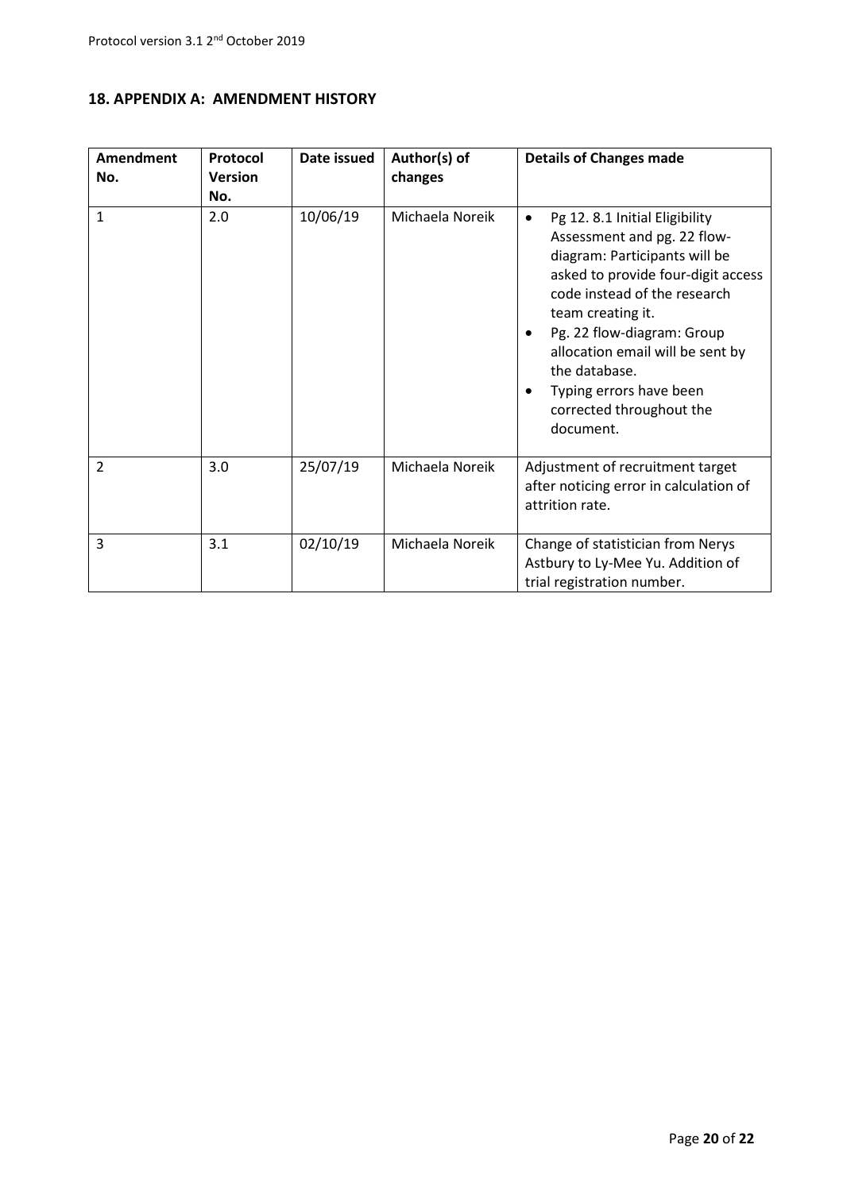## 18. APPENDIX A: AMENDMENT HISTORY

| Amendment No. | Protocol Version No. | Date issued | Author(s) of changes | Details of Changes made |
|---|---|---|---|---|
| 1 | 2.0 | 10/06/19 | Michaela Noreik | • Pg 12. 8.1 Initial Eligibility Assessment and pg. 22 flow-diagram: Participants will be asked to provide four-digit access code instead of the research team creating it.<br>• Pg. 22 flow-diagram: Group allocation email will be sent by the database.<br>• Typing errors have been corrected throughout the document. |
| 2 | 3.0 | 25/07/19 | Michaela Noreik | Adjustment of recruitment target after noticing error in calculation of attrition rate. |
| 3 | 3.1 | 02/10/19 | Michaela Noreik | Change of statistician from Nerys Astbury to Ly-Mee Yu. Addition of trial registration number. |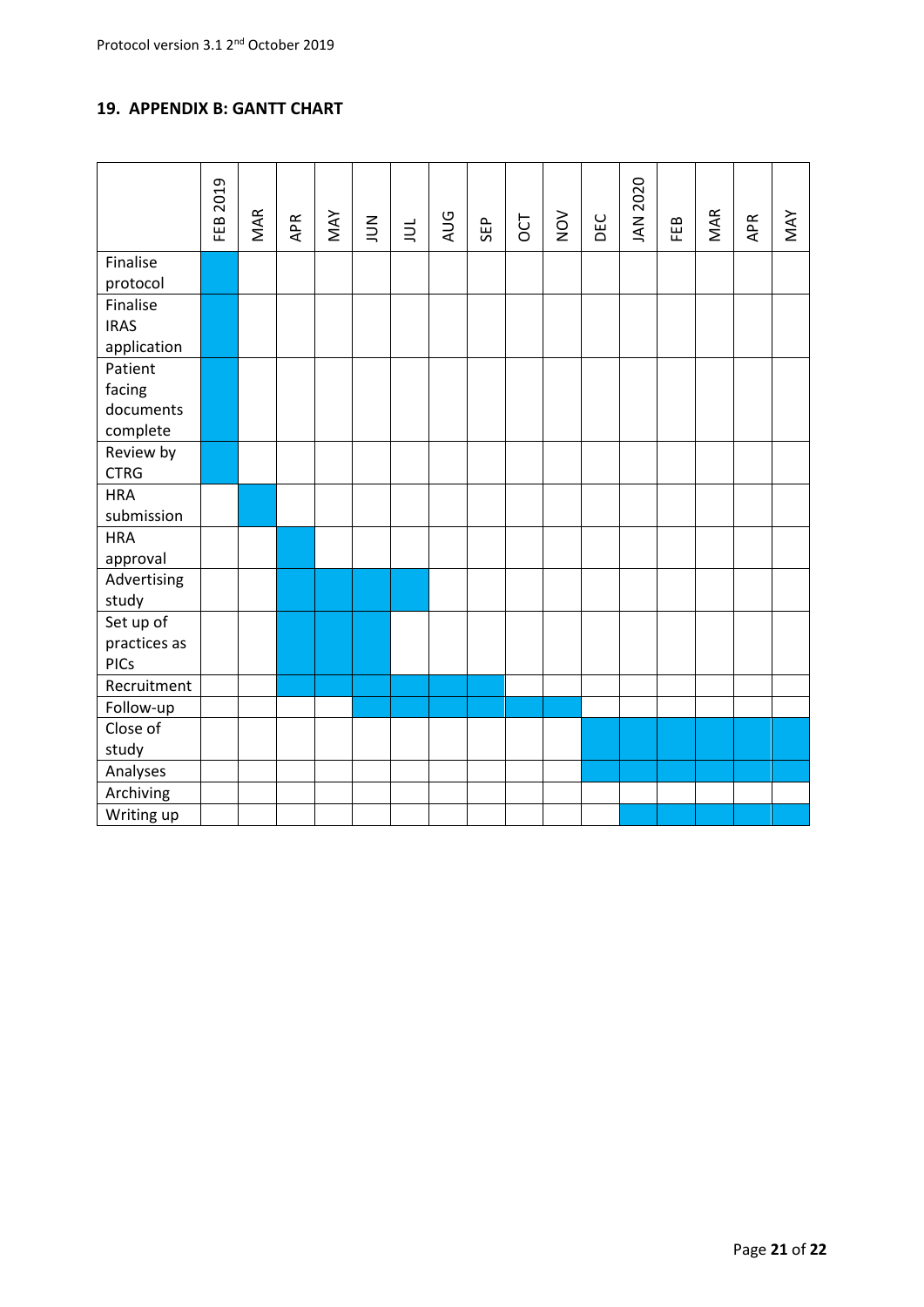## 19. APPENDIX B: GANTT CHART

| | FEB 2019 | MAR | APR | MAY | JUN | JUL | AUG | SEP | OCT | NOV | DEC | JAN 2020 | FEB | MAR | APR | MAY |
|---|---|---|---|---|---|---|---|---|---|---|---|---|---|---|---|---|
| Finalise protocol | ■ | | | | | | | | | | | | | | | |
| Finalise IRAS application | ■ | | | | | | | | | | | | | | | |
| Patient facing documents complete | ■ | | | | | | | | | | | | | | | |
| Review by CTRG | ■ | | | | | | | | | | | | | | | |
| HRA submission | | ■ | | | | | | | | | | | | | | |
| HRA approval | | | ■ | | | | | | | | | | | | | |
| Advertising study | | | ■ | ■ | ■ | ■ | | | | | | | | | | |
| Set up of practices as PICs | | | ■ | ■ | ■ | | | | | | | | | | | |
| Recruitment | | | ■ | ■ | ■ | ■ | ■ | ■ | | | | | | | | |
| Follow-up | | | | | ■ | ■ | ■ | ■ | ■ | ■ | | | | | | |
| Close of study | | | | | | | | | | | ■ | ■ | ■ | ■ | ■ | ■ |
| Analyses | | | | | | | | | | | ■ | ■ | ■ | ■ | ■ | ■ |
| Archiving | | | | | | | | | | | | | | | | |
| Writing up | | | | | | | | | | | | ■ | ■ | ■ | ■ | ■ |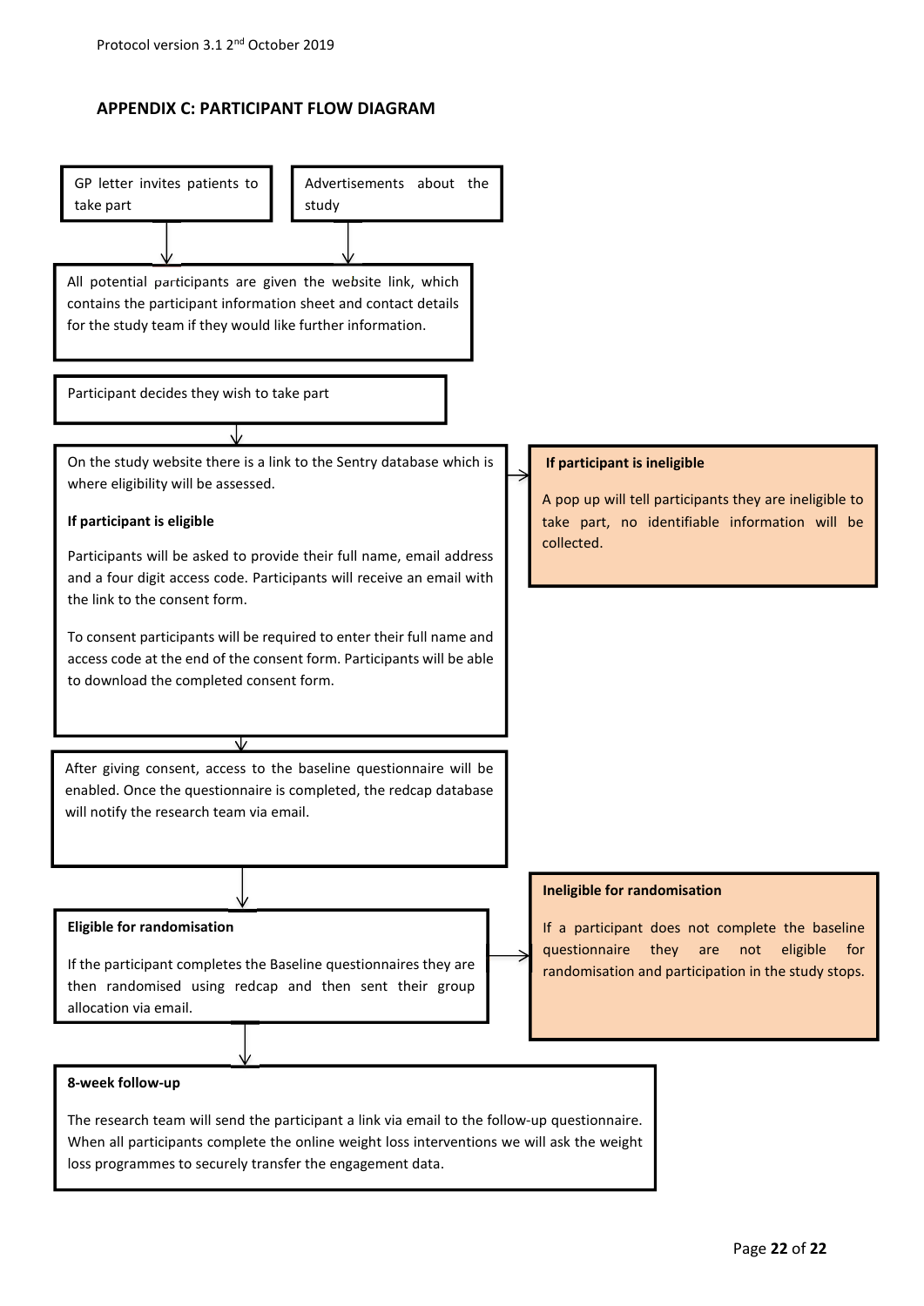## APPENDIX C: PARTICIPANT FLOW DIAGRAM

GP letter invites patients to take part

Advertisements about the study

All potential participants are given the website link, which contains the participant information sheet and contact details for the study team if they would like further information.

Participant decides they wish to take part

On the study website there is a link to the Sentry database which is where eligibility will be assessed.

**If participant is eligible**

Participants will be asked to provide their full name, email address and a four digit access code. Participants will receive an email with the link to the consent form.

To consent participants will be required to enter their full name and access code at the end of the consent form. Participants will be able to download the completed consent form.

**If participant is ineligible**

A pop up will tell participants they are ineligible to take part, no identifiable information will be collected.

After giving consent, access to the baseline questionnaire will be enabled. Once the questionnaire is completed, the redcap database will notify the research team via email.

**Eligible for randomisation**

If the participant completes the Baseline questionnaires they are then randomised using redcap and then sent their group allocation via email.

**Ineligible for randomisation**

If a participant does not complete the baseline questionnaire they are not eligible for randomisation and participation in the study stops.

**8-week follow-up**

The research team will send the participant a link via email to the follow-up questionnaire. When all participants complete the online weight loss interventions we will ask the weight loss programmes to securely transfer the engagement data.